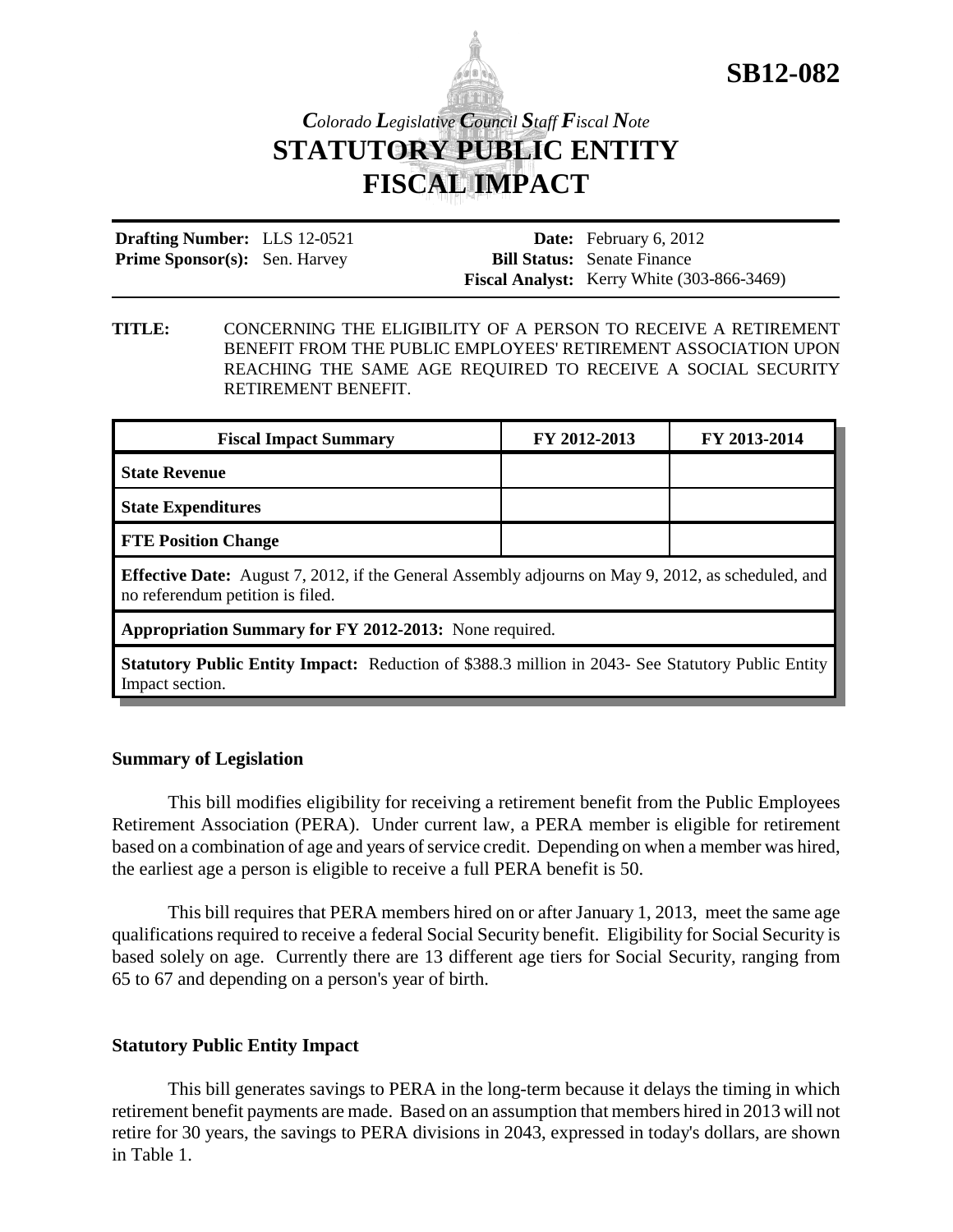**SB12-082**

*Colorado Legislative Council Staff Fiscal Note*

# STATUTORY PUBLIC ENTITY FISCAL IMPACT

| | | | |
|---|---|---|---|
| **Drafting Number:** | LLS 12-0521 | **Date:** | February 6, 2012 |
| **Prime Sponsor(s):** | Sen. Harvey | **Bill Status:** | Senate Finance |
| | | **Fiscal Analyst:** | Kerry White (303-866-3469) |

**TITLE:** CONCERNING THE ELIGIBILITY OF A PERSON TO RECEIVE A RETIREMENT BENEFIT FROM THE PUBLIC EMPLOYEES' RETIREMENT ASSOCIATION UPON REACHING THE SAME AGE REQUIRED TO RECEIVE A SOCIAL SECURITY RETIREMENT BENEFIT.

| Fiscal Impact Summary | FY 2012-2013 | FY 2013-2014 |
|---|---|---|
| **State Revenue** | | |
| **State Expenditures** | | |
| **FTE Position Change** | | |
| **Effective Date:** August 7, 2012, if the General Assembly adjourns on May 9, 2012, as scheduled, and no referendum petition is filed. | | |
| **Appropriation Summary for FY 2012-2013:** None required. | | |
| **Statutory Public Entity Impact:** Reduction of $388.3 million in 2043- See Statutory Public Entity Impact section. | | |

## Summary of Legislation

This bill modifies eligibility for receiving a retirement benefit from the Public Employees Retirement Association (PERA). Under current law, a PERA member is eligible for retirement based on a combination of age and years of service credit. Depending on when a member was hired, the earliest age a person is eligible to receive a full PERA benefit is 50.

This bill requires that PERA members hired on or after January 1, 2013, meet the same age qualifications required to receive a federal Social Security benefit. Eligibility for Social Security is based solely on age. Currently there are 13 different age tiers for Social Security, ranging from 65 to 67 and depending on a person's year of birth.

## Statutory Public Entity Impact

This bill generates savings to PERA in the long-term because it delays the timing in which retirement benefit payments are made. Based on an assumption that members hired in 2013 will not retire for 30 years, the savings to PERA divisions in 2043, expressed in today's dollars, are shown in Table 1.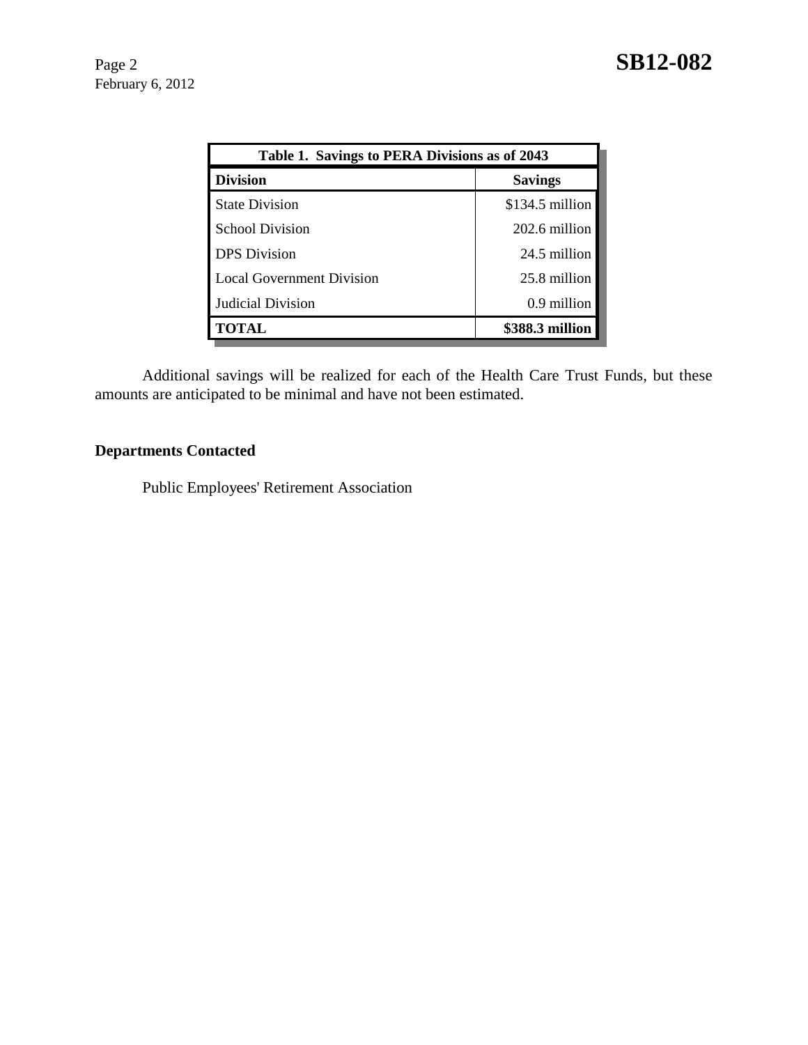| Table 1. Savings to PERA Divisions as of 2043 | |
|---|---|
| **Division** | **Savings** |
| State Division | $134.5 million |
| School Division | 202.6 million |
| DPS Division | 24.5 million |
| Local Government Division | 25.8 million |
| Judicial Division | 0.9 million |
| **TOTAL** | **$388.3 million** |

Additional savings will be realized for each of the Health Care Trust Funds, but these amounts are anticipated to be minimal and have not been estimated.

## Departments Contacted

Public Employees' Retirement Association